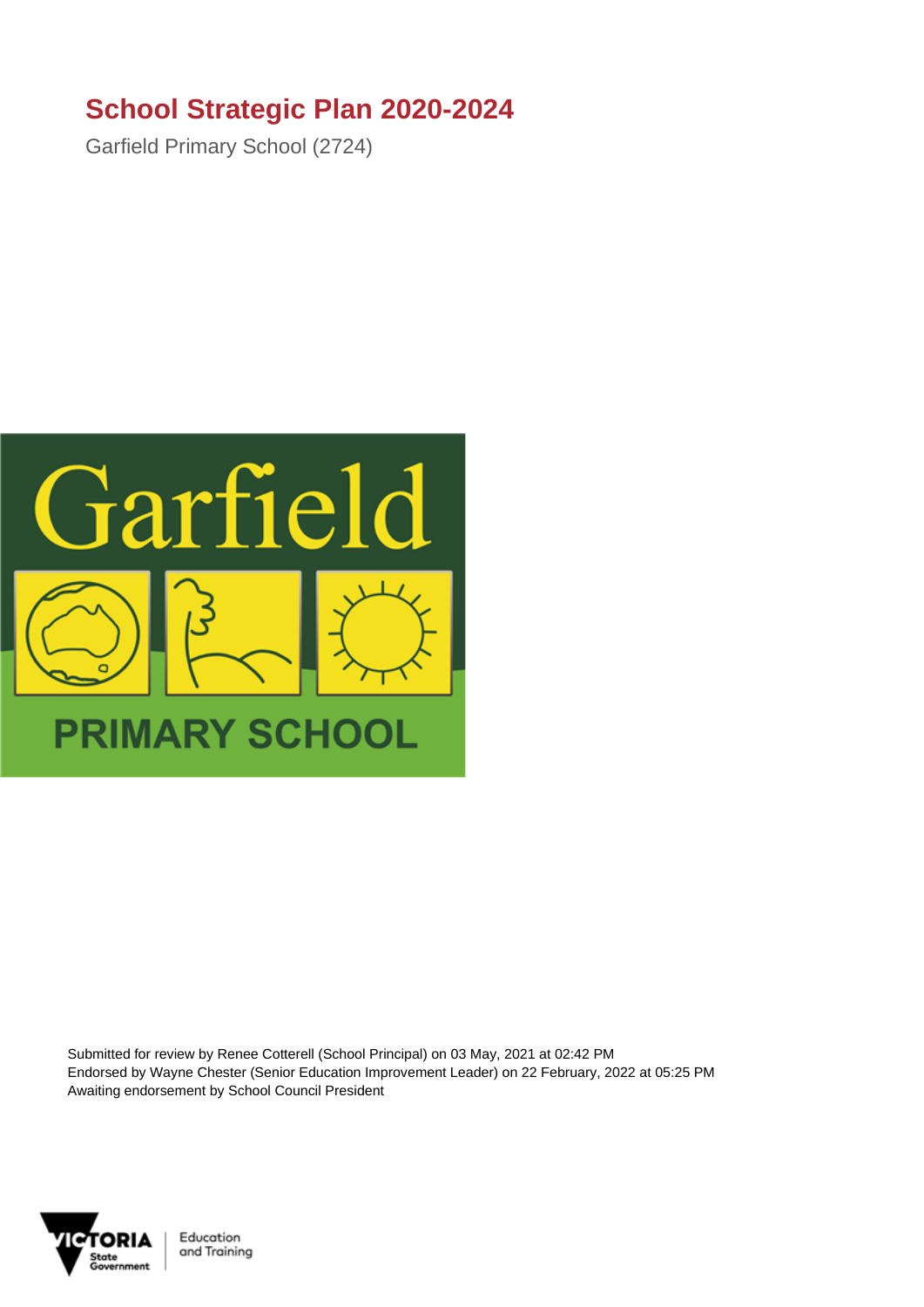# School Strategic Plan 2020-2024

Garfield Primary School (2724)

Submitted for review by Renee Cotterell (School Principal) on 03 May, 2021 at 02:42 PM
Endorsed by Wayne Chester (Senior Education Improvement Leader) on 22 February, 2022 at 05:25 PM
Awaiting endorsement by School Council President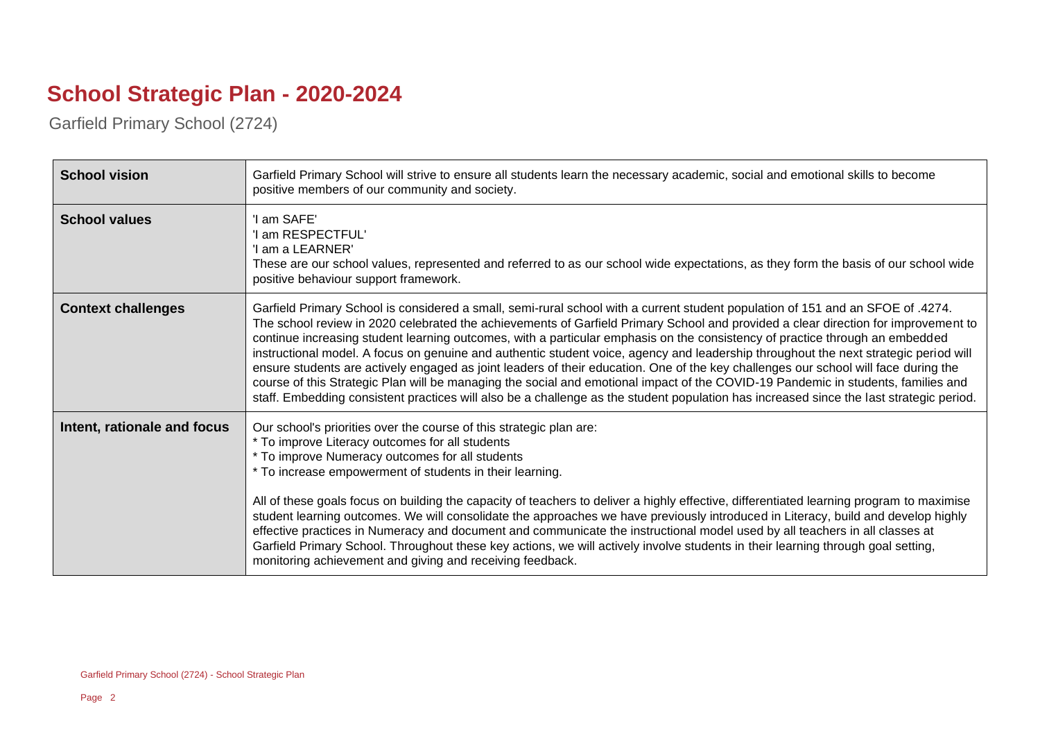# School Strategic Plan - 2020-2024

Garfield Primary School (2724)

| | |
|---|---|
| **School vision** | Garfield Primary School will strive to ensure all students learn the necessary academic, social and emotional skills to become positive members of our community and society. |
| **School values** | 'I am SAFE'<br>'I am RESPECTFUL'<br>'I am a LEARNER'<br>These are our school values, represented and referred to as our school wide expectations, as they form the basis of our school wide positive behaviour support framework. |
| **Context challenges** | Garfield Primary School is considered a small, semi-rural school with a current student population of 151 and an SFOE of .4274. The school review in 2020 celebrated the achievements of Garfield Primary School and provided a clear direction for improvement to continue increasing student learning outcomes, with a particular emphasis on the consistency of practice through an embedded instructional model. A focus on genuine and authentic student voice, agency and leadership throughout the next strategic period will ensure students are actively engaged as joint leaders of their education. One of the key challenges our school will face during the course of this Strategic Plan will be managing the social and emotional impact of the COVID-19 Pandemic in students, families and staff. Embedding consistent practices will also be a challenge as the student population has increased since the last strategic period. |
| **Intent, rationale and focus** | Our school's priorities over the course of this strategic plan are:<br>* To improve Literacy outcomes for all students<br>* To improve Numeracy outcomes for all students<br>* To increase empowerment of students in their learning.<br><br>All of these goals focus on building the capacity of teachers to deliver a highly effective, differentiated learning program to maximise student learning outcomes. We will consolidate the approaches we have previously introduced in Literacy, build and develop highly effective practices in Numeracy and document and communicate the instructional model used by all teachers in all classes at Garfield Primary School. Throughout these key actions, we will actively involve students in their learning through goal setting, monitoring achievement and giving and receiving feedback. |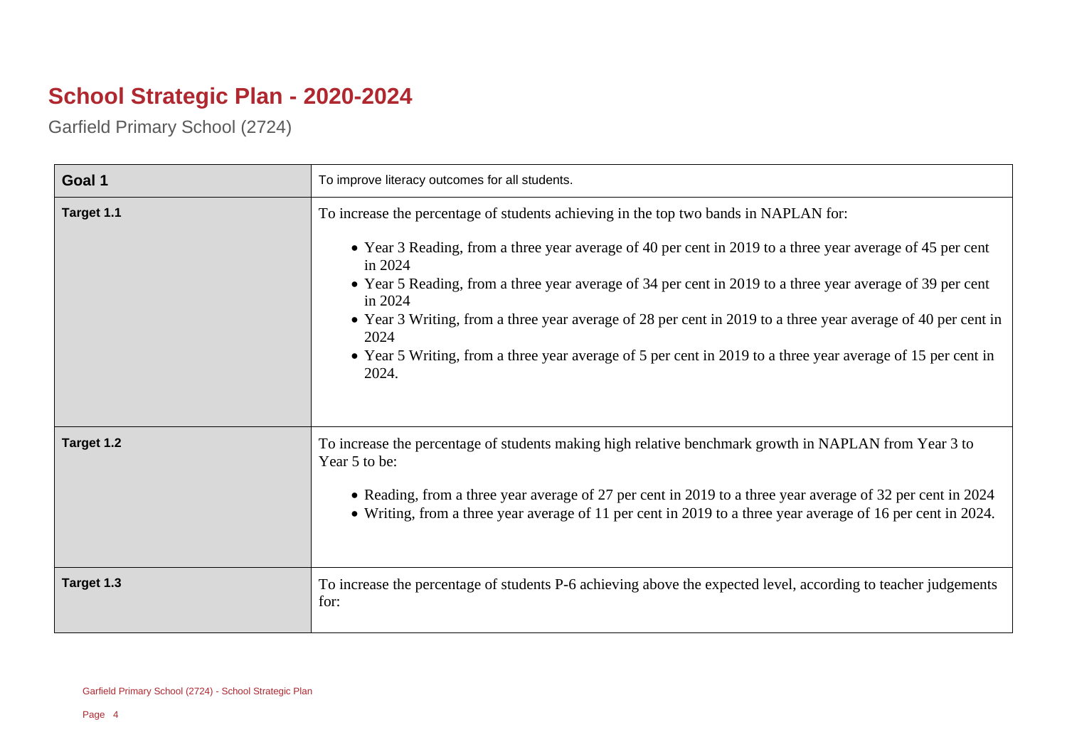# School Strategic Plan - 2020-2024

Garfield Primary School (2724)

| Goal 1 | To improve literacy outcomes for all students. |
|---|---|
| Target 1.1 | To increase the percentage of students achieving in the top two bands in NAPLAN for:<br><br>• Year 3 Reading, from a three year average of 40 per cent in 2019 to a three year average of 45 per cent in 2024<br>• Year 5 Reading, from a three year average of 34 per cent in 2019 to a three year average of 39 per cent in 2024<br>• Year 3 Writing, from a three year average of 28 per cent in 2019 to a three year average of 40 per cent in 2024<br>• Year 5 Writing, from a three year average of 5 per cent in 2019 to a three year average of 15 per cent in 2024. |
| Target 1.2 | To increase the percentage of students making high relative benchmark growth in NAPLAN from Year 3 to Year 5 to be:<br><br>• Reading, from a three year average of 27 per cent in 2019 to a three year average of 32 per cent in 2024<br>• Writing, from a three year average of 11 per cent in 2019 to a three year average of 16 per cent in 2024. |
| Target 1.3 | To increase the percentage of students P-6 achieving above the expected level, according to teacher judgements for: |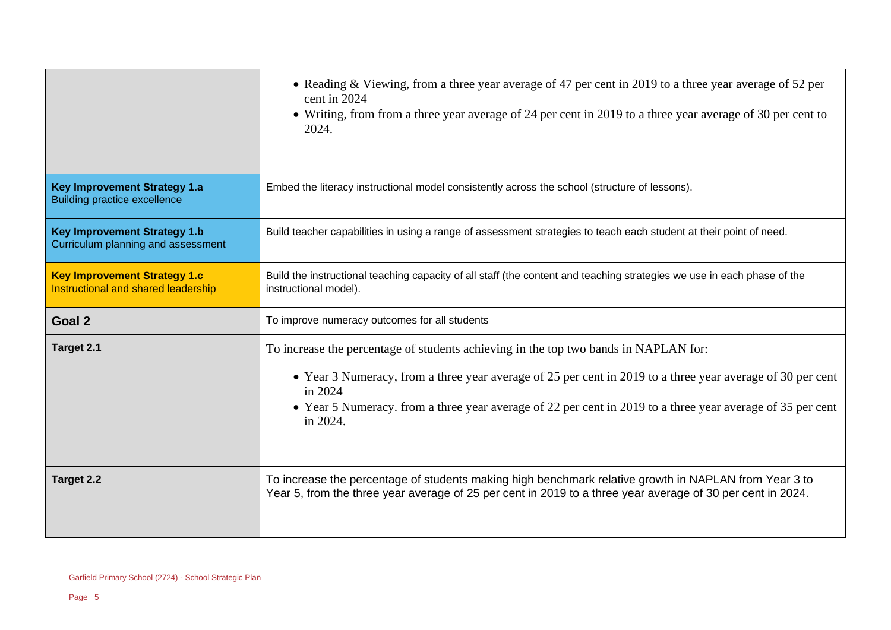| | |
|---|---|
| | • Reading & Viewing, from a three year average of 47 per cent in 2019 to a three year average of 52 per cent in 2024<br>• Writing, from from a three year average of 24 per cent in 2019 to a three year average of 30 per cent to 2024. |
| **Key Improvement Strategy 1.a**<br>Building practice excellence | Embed the literacy instructional model consistently across the school (structure of lessons). |
| **Key Improvement Strategy 1.b**<br>Curriculum planning and assessment | Build teacher capabilities in using a range of assessment strategies to teach each student at their point of need. |
| **Key Improvement Strategy 1.c**<br>Instructional and shared leadership | Build the instructional teaching capacity of all staff (the content and teaching strategies we use in each phase of the instructional model). |
| **Goal 2** | To improve numeracy outcomes for all students |
| **Target 2.1** | To increase the percentage of students achieving in the top two bands in NAPLAN for:<br>• Year 3 Numeracy, from a three year average of 25 per cent in 2019 to a three year average of 30 per cent in 2024<br>• Year 5 Numeracy. from a three year average of 22 per cent in 2019 to a three year average of 35 per cent in 2024. |
| **Target 2.2** | To increase the percentage of students making high benchmark relative growth in NAPLAN from Year 3 to Year 5, from the three year average of 25 per cent in 2019 to a three year average of 30 per cent in 2024. |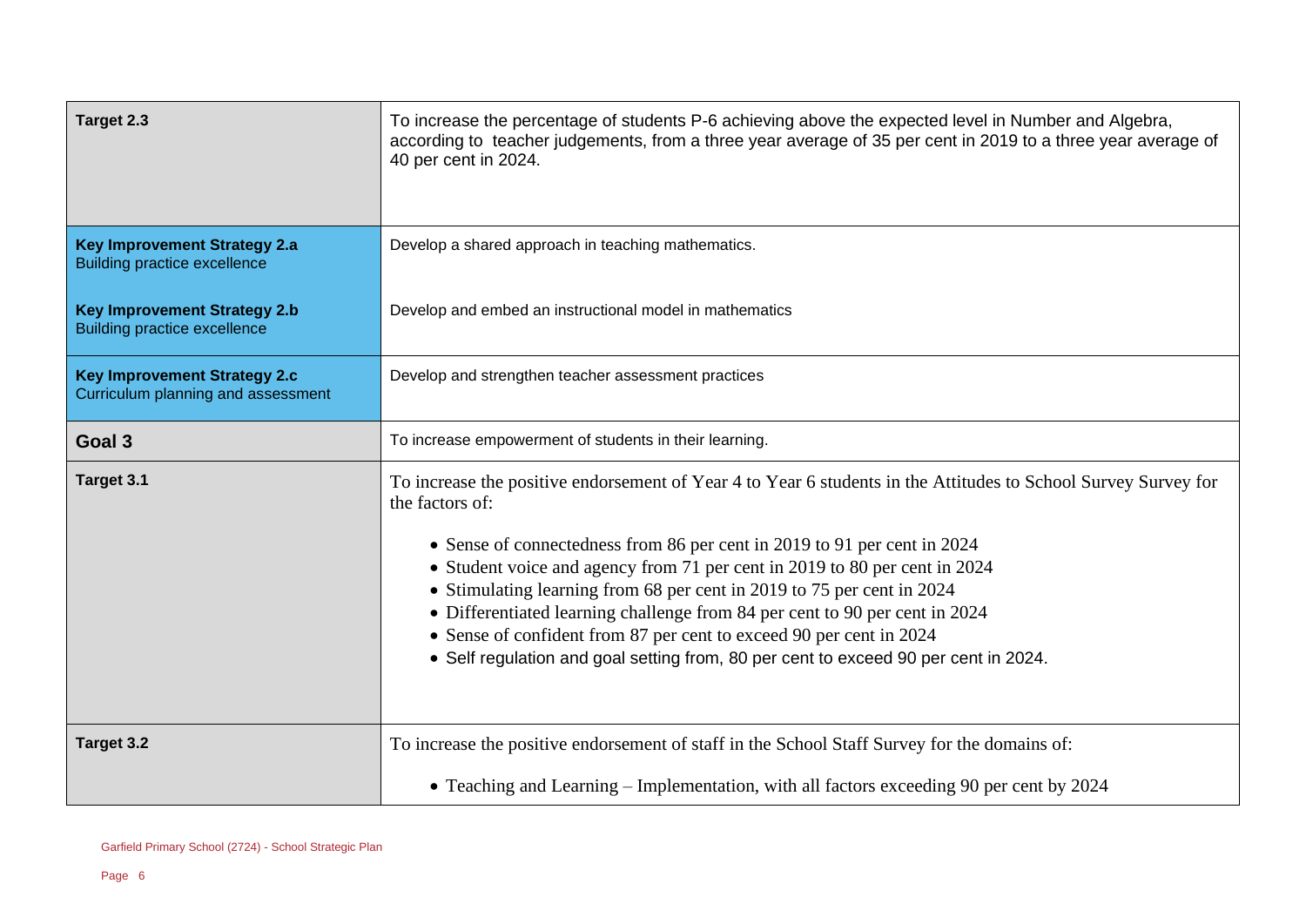| | |
|---|---|
| **Target 2.3** | To increase the percentage of students P-6 achieving above the expected level in Number and Algebra, according to teacher judgements, from a three year average of 35 per cent in 2019 to a three year average of 40 per cent in 2024. |
| **Key Improvement Strategy 2.a**<br>Building practice excellence | Develop a shared approach in teaching mathematics. |
| **Key Improvement Strategy 2.b**<br>Building practice excellence | Develop and embed an instructional model in mathematics |
| **Key Improvement Strategy 2.c**<br>Curriculum planning and assessment | Develop and strengthen teacher assessment practices |
| **Goal 3** | To increase empowerment of students in their learning. |
| **Target 3.1** | To increase the positive endorsement of Year 4 to Year 6 students in the Attitudes to School Survey Survey for the factors of:<br><br>• Sense of connectedness from 86 per cent in 2019 to 91 per cent in 2024<br>• Student voice and agency from 71 per cent in 2019 to 80 per cent in 2024<br>• Stimulating learning from 68 per cent in 2019 to 75 per cent in 2024<br>• Differentiated learning challenge from 84 per cent to 90 per cent in 2024<br>• Sense of confident from 87 per cent to exceed 90 per cent in 2024<br>• Self regulation and goal setting from, 80 per cent to exceed 90 per cent in 2024. |
| **Target 3.2** | To increase the positive endorsement of staff in the School Staff Survey for the domains of:<br><br>• Teaching and Learning – Implementation, with all factors exceeding 90 per cent by 2024 |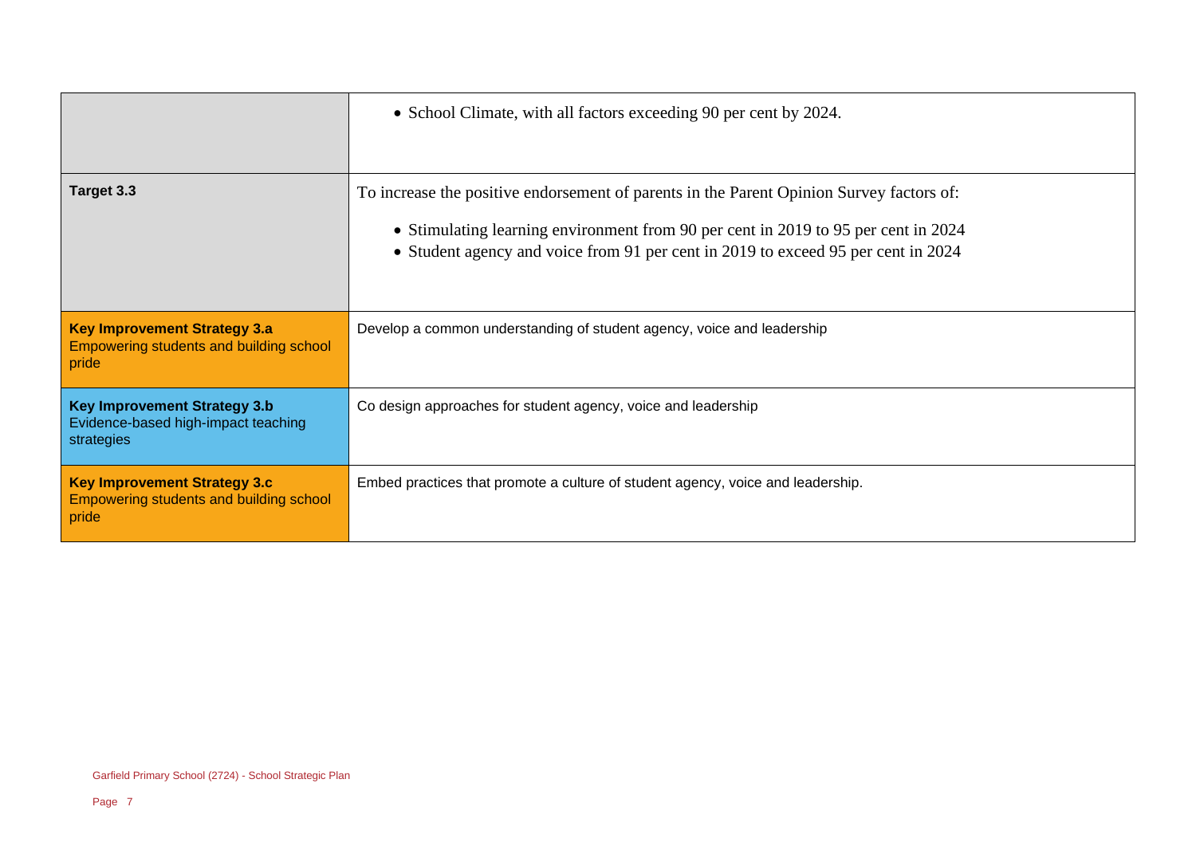| | |
|---|---|
| | • School Climate, with all factors exceeding 90 per cent by 2024. |
| **Target 3.3** | To increase the positive endorsement of parents in the Parent Opinion Survey factors of:<br>• Stimulating learning environment from 90 per cent in 2019 to 95 per cent in 2024<br>• Student agency and voice from 91 per cent in 2019 to exceed 95 per cent in 2024 |
| **Key Improvement Strategy 3.a**<br>Empowering students and building school pride | Develop a common understanding of student agency, voice and leadership |
| **Key Improvement Strategy 3.b**<br>Evidence-based high-impact teaching strategies | Co design approaches for student agency, voice and leadership |
| **Key Improvement Strategy 3.c**<br>Empowering students and building school pride | Embed practices that promote a culture of student agency, voice and leadership. |